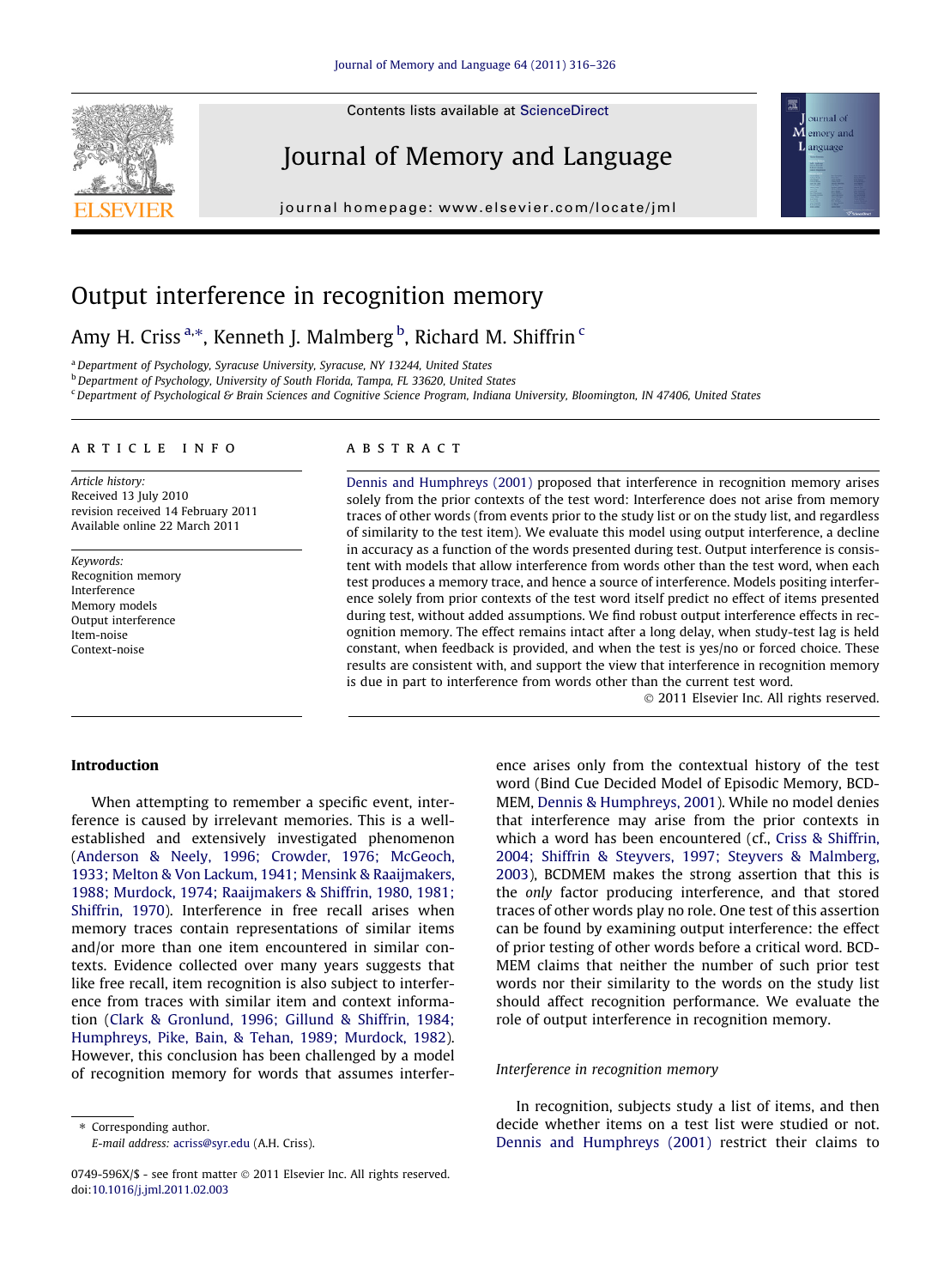# Output interference in recognition memory

Amy H. Criss [a,*], Kenneth J. Malmberg [b], Richard M. Shiffrin [c]

[a] Department of Psychology, Syracuse University, Syracuse, NY 13244, United States
[b] Department of Psychology, University of South Florida, Tampa, FL 33620, United States
[c] Department of Psychological & Brain Sciences and Cognitive Science Program, Indiana University, Bloomington, IN 47406, United States

**ARTICLE INFO**

*Article history:*
Received 13 July 2010
revision received 14 February 2011
Available online 22 March 2011

*Keywords:*
Recognition memory
Interference
Memory models
Output interference
Item-noise
Context-noise

**ABSTRACT**

Dennis and Humphreys (2001) proposed that interference in recognition memory arises solely from the prior contexts of the test word: Interference does not arise from memory traces of other words (from events prior to the study list or on the study list, and regardless of similarity to the test item). We evaluate this model using output interference, a decline in accuracy as a function of the words presented during test. Output interference is consistent with models that allow interference from words other than the test word, when each test produces a memory trace, and hence a source of interference. Models positing interference solely from prior contexts of the test word itself predict no effect of items presented during test, without added assumptions. We find robust output interference effects in recognition memory. The effect remains intact after a long delay, when study-test lag is held constant, when feedback is provided, and when the test is yes/no or forced choice. These results are consistent with, and support the view that interference in recognition memory is due in part to interference from words other than the current test word.

© 2011 Elsevier Inc. All rights reserved.

## Introduction

When attempting to remember a specific event, interference is caused by irrelevant memories. This is a well-established and extensively investigated phenomenon (Anderson & Neely, 1996; Crowder, 1976; McGeoch, 1933; Melton & Von Lackum, 1941; Mensink & Raaijmakers, 1988; Murdock, 1974; Raaijmakers & Shiffrin, 1980, 1981; Shiffrin, 1970). Interference in free recall arises when memory traces contain representations of similar items and/or more than one item encountered in similar contexts. Evidence collected over many years suggests that like free recall, item recognition is also subject to interference from traces with similar item and context information (Clark & Gronlund, 1996; Gillund & Shiffrin, 1984; Humphreys, Pike, Bain, & Tehan, 1989; Murdock, 1982). However, this conclusion has been challenged by a model of recognition memory for words that assumes interference arises only from the contextual history of the test word (Bind Cue Decided Model of Episodic Memory, BCDMEM, Dennis & Humphreys, 2001). While no model denies that interference may arise from the prior contexts in which a word has been encountered (cf., Criss & Shiffrin, 2004; Shiffrin & Steyvers, 1997; Steyvers & Malmberg, 2003), BCDMEM makes the strong assertion that this is the *only* factor producing interference, and that stored traces of other words play no role. One test of this assertion can be found by examining output interference: the effect of prior testing of other words before a critical word. BCDMEM claims that neither the number of such prior test words nor their similarity to the words on the study list should affect recognition performance. We evaluate the role of output interference in recognition memory.

### Interference in recognition memory

In recognition, subjects study a list of items, and then decide whether items on a test list were studied or not. Dennis and Humphreys (2001) restrict their claims to

* Corresponding author.
E-mail address: acriss@syr.edu (A.H. Criss).

0749-596X/$ - see front matter © 2011 Elsevier Inc. All rights reserved.
doi:10.1016/j.jml.2011.02.003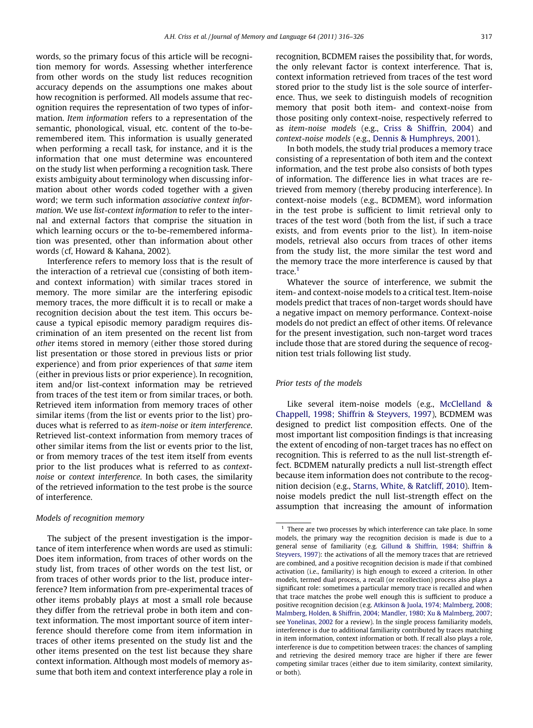words, so the primary focus of this article will be recognition memory for words. Assessing whether interference from other words on the study list reduces recognition accuracy depends on the assumptions one makes about how recognition is performed. All models assume that recognition requires the representation of two types of information. *Item information* refers to a representation of the semantic, phonological, visual, etc. content of the to-be-remembered item. This information is usually generated when performing a recall task, for instance, and it is the information that one must determine was encountered on the study list when performing a recognition task. There exists ambiguity about terminology when discussing information about other words coded together with a given word; we term such information *associative context information*. We use *list-context information* to refer to the internal and external factors that comprise the situation in which learning occurs or the to-be-remembered information was presented, other than information about other words (cf, Howard & Kahana, 2002).

Interference refers to memory loss that is the result of the interaction of a retrieval cue (consisting of both item- and context information) with similar traces stored in memory. The more similar are the interfering episodic memory traces, the more difficult it is to recall or make a recognition decision about the test item. This occurs because a typical episodic memory paradigm requires discrimination of an item presented on the recent list from *other* items stored in memory (either those stored during list presentation or those stored in previous lists or prior experience) and from prior experiences of that *same* item (either in previous lists or prior experience). In recognition, item and/or list-context information may be retrieved from traces of the test item or from similar traces, or both. Retrieved item information from memory traces of other similar items (from the list or events prior to the list) produces what is referred to as *item-noise* or *item interference*. Retrieved list-context information from memory traces of other similar items from the list or events prior to the list, or from memory traces of the test item itself from events prior to the list produces what is referred to as *context-noise* or *context interference*. In both cases, the similarity of the retrieved information to the test probe is the source of interference.

### Models of recognition memory

The subject of the present investigation is the importance of item interference when words are used as stimuli: Does item information, from traces of other words on the study list, from traces of other words on the test list, or from traces of other words prior to the list, produce interference? Item information from pre-experimental traces of other items probably plays at most a small role because they differ from the retrieval probe in both item and context information. The most important source of item interference should therefore come from item information in traces of other items presented on the study list and the other items presented on the test list because they share context information. Although most models of memory assume that both item and context interference play a role in recognition, BCDMEM raises the possibility that, for words, the only relevant factor is context interference. That is, context information retrieved from traces of the test word stored prior to the study list is the sole source of interference. Thus, we seek to distinguish models of recognition memory that posit both item- and context-noise from those positing only context-noise, respectively referred to as *item-noise models* (e.g., Criss & Shiffrin, 2004) and *context-noise models* (e.g., Dennis & Humphreys, 2001).

In both models, the study trial produces a memory trace consisting of a representation of both item and the context information, and the test probe also consists of both types of information. The difference lies in what traces are retrieved from memory (thereby producing interference). In context-noise models (e.g., BCDMEM), word information in the test probe is sufficient to limit retrieval only to traces of the test word (both from the list, if such a trace exists, and from events prior to the list). In item-noise models, retrieval also occurs from traces of other items from the study list, the more similar the test word and the memory trace the more interference is caused by that trace.[1]

Whatever the source of interference, we submit the item- and context-noise models to a critical test. Item-noise models predict that traces of non-target words should have a negative impact on memory performance. Context-noise models do not predict an effect of other items. Of relevance for the present investigation, such non-target word traces include those that are stored during the sequence of recognition test trials following list study.

### Prior tests of the models

Like several item-noise models (e.g., McClelland & Chappell, 1998; Shiffrin & Steyvers, 1997), BCDMEM was designed to predict list composition effects. One of the most important list composition findings is that increasing the extent of encoding of non-target traces has no effect on recognition. This is referred to as the null list-strength effect. BCDMEM naturally predicts a null list-strength effect because item information does not contribute to the recognition decision (e.g., Starns, White, & Ratcliff, 2010). Item-noise models predict the null list-strength effect on the assumption that increasing the amount of information

---

[1] There are two processes by which interference can take place. In some models, the primary way the recognition decision is made is due to a general sense of familiarity (e.g. Gillund & Shiffrin, 1984; Shiffrin & Steyvers, 1997): the activations of all the memory traces that are retrieved are combined, and a positive recognition decision is made if that combined activation (i.e., familiarity) is high enough to exceed a criterion. In other models, termed dual process, a recall (or recollection) process also plays a significant role: sometimes a particular memory trace is recalled and when that trace matches the probe well enough this is sufficient to produce a positive recognition decision (e.g. Atkinson & Juola, 1974; Malmberg, 2008; Malmberg, Holden, & Shiffrin, 2004; Mandler, 1980; Xu & Malmberg, 2007; see Yonelinas, 2002 for a review). In the single process familiarity models, interference is due to additional familiarity contributed by traces matching in item information, context information or both. If recall also plays a role, interference is due to competition between traces: the chances of sampling and retrieving the desired memory trace are higher if there are fewer competing similar traces (either due to item similarity, context similarity, or both).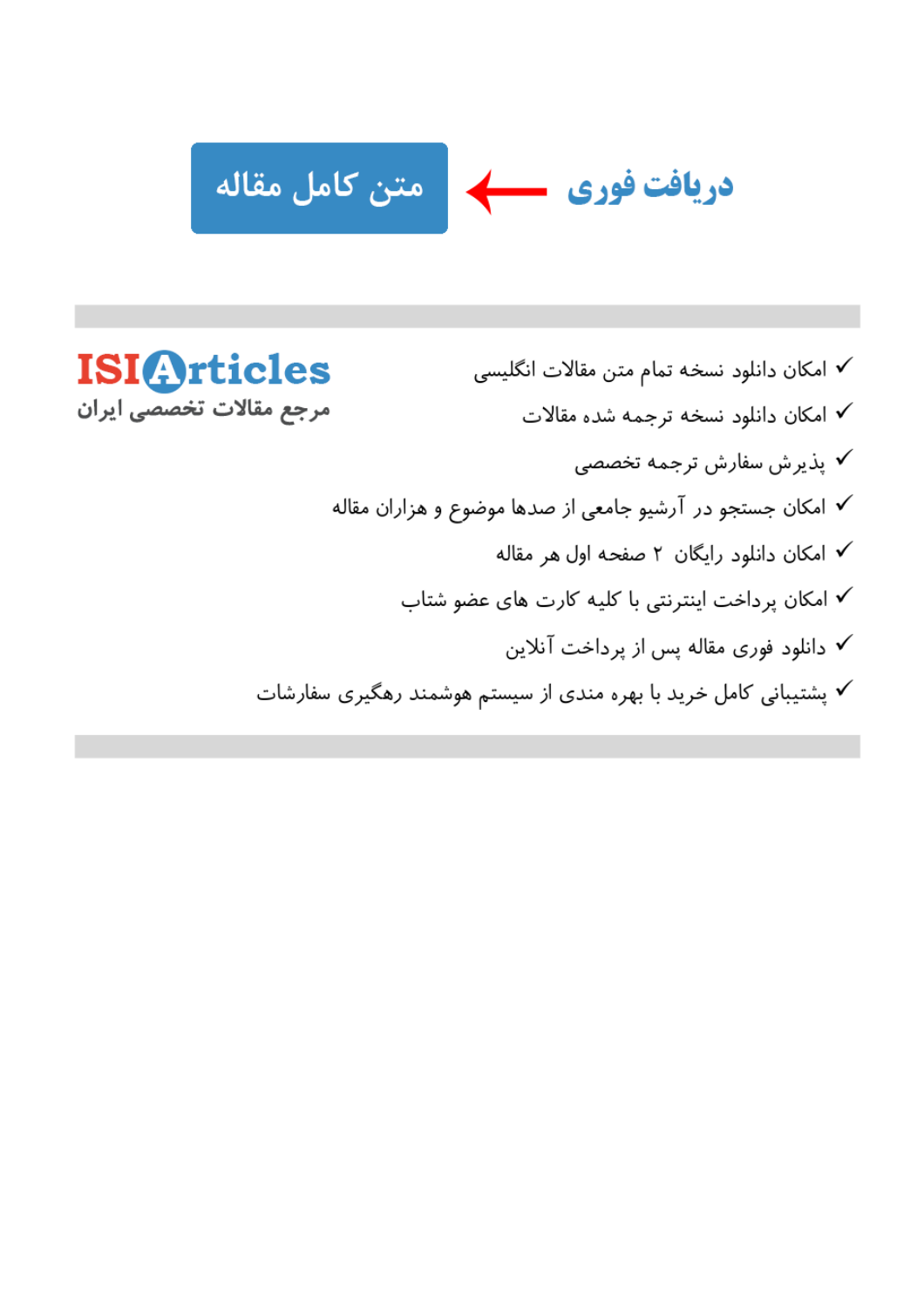دریافت فوری ← **متن کامل مقاله**

**ISIArticles**
مرجع مقالات تخصصی ایران

- ✓ امکان دانلود نسخه تمام متن مقالات انگلیسی
- ✓ امکان دانلود نسخه ترجمه شده مقالات
- ✓ پذیرش سفارش ترجمه تخصصی
- ✓ امکان جستجو در آرشیو جامعی از صدها موضوع و هزاران مقاله
- ✓ امکان دانلود رایگان ۲ صفحه اول هر مقاله
- ✓ امکان پرداخت اینترنتی با کلیه کارت های عضو شتاب
- ✓ دانلود فوری مقاله پس از پرداخت آنلاین
- ✓ پشتیبانی کامل خرید با بهره مندی از سیستم هوشمند رهگیری سفارشات